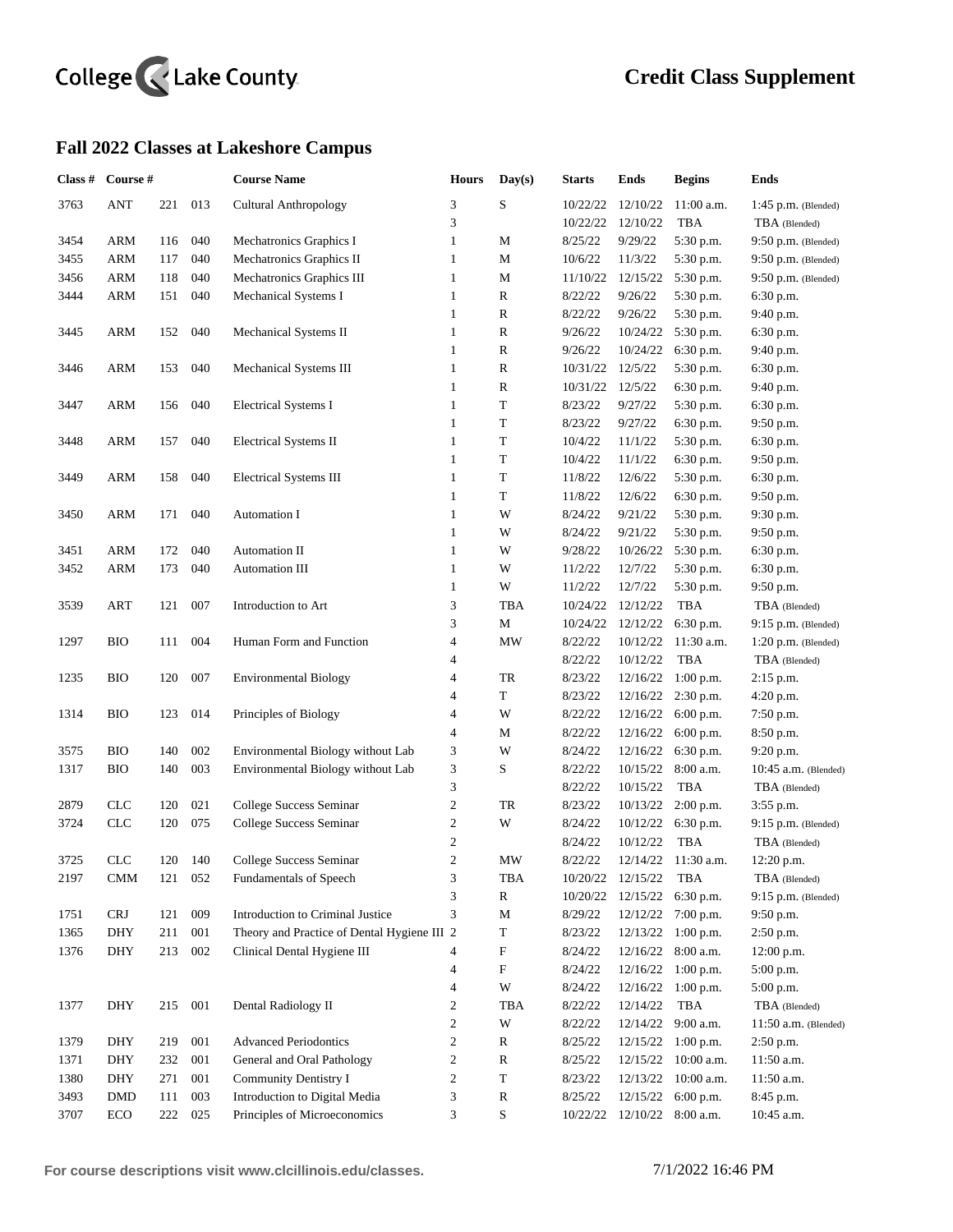College Lake County

# Credit Class Supplement

## Fall 2022 Classes at Lakeshore Campus

| Class # | Course # | | | Course Name | Hours | Day(s) | Starts | Ends | Begins | Ends |
|---|---|---|---|---|---|---|---|---|---|---|
| 3763 | ANT | 221 | 013 | Cultural Anthropology | 3 | S | 10/22/22 | 12/10/22 | 11:00 a.m. | 1:45 p.m. (Blended) |
| | | | | | 3 | | 10/22/22 | 12/10/22 | TBA | TBA (Blended) |
| 3454 | ARM | 116 | 040 | Mechatronics Graphics I | 1 | M | 8/25/22 | 9/29/22 | 5:30 p.m. | 9:50 p.m. (Blended) |
| 3455 | ARM | 117 | 040 | Mechatronics Graphics II | 1 | M | 10/6/22 | 11/3/22 | 5:30 p.m. | 9:50 p.m. (Blended) |
| 3456 | ARM | 118 | 040 | Mechatronics Graphics III | 1 | M | 11/10/22 | 12/15/22 | 5:30 p.m. | 9:50 p.m. (Blended) |
| 3444 | ARM | 151 | 040 | Mechanical Systems I | 1 | R | 8/22/22 | 9/26/22 | 5:30 p.m. | 6:30 p.m. |
| | | | | | 1 | R | 8/22/22 | 9/26/22 | 5:30 p.m. | 9:40 p.m. |
| 3445 | ARM | 152 | 040 | Mechanical Systems II | 1 | R | 9/26/22 | 10/24/22 | 5:30 p.m. | 6:30 p.m. |
| | | | | | 1 | R | 9/26/22 | 10/24/22 | 6:30 p.m. | 9:40 p.m. |
| 3446 | ARM | 153 | 040 | Mechanical Systems III | 1 | R | 10/31/22 | 12/5/22 | 5:30 p.m. | 6:30 p.m. |
| | | | | | 1 | R | 10/31/22 | 12/5/22 | 6:30 p.m. | 9:40 p.m. |
| 3447 | ARM | 156 | 040 | Electrical Systems I | 1 | T | 8/23/22 | 9/27/22 | 5:30 p.m. | 6:30 p.m. |
| | | | | | 1 | T | 8/23/22 | 9/27/22 | 6:30 p.m. | 9:50 p.m. |
| 3448 | ARM | 157 | 040 | Electrical Systems II | 1 | T | 10/4/22 | 11/1/22 | 5:30 p.m. | 6:30 p.m. |
| | | | | | 1 | T | 10/4/22 | 11/1/22 | 6:30 p.m. | 9:50 p.m. |
| 3449 | ARM | 158 | 040 | Electrical Systems III | 1 | T | 11/8/22 | 12/6/22 | 5:30 p.m. | 6:30 p.m. |
| | | | | | 1 | T | 11/8/22 | 12/6/22 | 6:30 p.m. | 9:50 p.m. |
| 3450 | ARM | 171 | 040 | Automation I | 1 | W | 8/24/22 | 9/21/22 | 5:30 p.m. | 9:30 p.m. |
| | | | | | 1 | W | 8/24/22 | 9/21/22 | 5:30 p.m. | 9:50 p.m. |
| 3451 | ARM | 172 | 040 | Automation II | 1 | W | 9/28/22 | 10/26/22 | 5:30 p.m. | 6:30 p.m. |
| 3452 | ARM | 173 | 040 | Automation III | 1 | W | 11/2/22 | 12/7/22 | 5:30 p.m. | 6:30 p.m. |
| | | | | | 1 | W | 11/2/22 | 12/7/22 | 5:30 p.m. | 9:50 p.m. |
| 3539 | ART | 121 | 007 | Introduction to Art | 3 | TBA | 10/24/22 | 12/12/22 | TBA | TBA (Blended) |
| | | | | | 3 | M | 10/24/22 | 12/12/22 | 6:30 p.m. | 9:15 p.m. (Blended) |
| 1297 | BIO | 111 | 004 | Human Form and Function | 4 | MW | 8/22/22 | 10/12/22 | 11:30 a.m. | 1:20 p.m. (Blended) |
| | | | | | 4 | | 8/22/22 | 10/12/22 | TBA | TBA (Blended) |
| 1235 | BIO | 120 | 007 | Environmental Biology | 4 | TR | 8/23/22 | 12/16/22 | 1:00 p.m. | 2:15 p.m. |
| | | | | | 4 | T | 8/23/22 | 12/16/22 | 2:30 p.m. | 4:20 p.m. |
| 1314 | BIO | 123 | 014 | Principles of Biology | 4 | W | 8/22/22 | 12/16/22 | 6:00 p.m. | 7:50 p.m. |
| | | | | | 4 | M | 8/22/22 | 12/16/22 | 6:00 p.m. | 8:50 p.m. |
| 3575 | BIO | 140 | 002 | Environmental Biology without Lab | 3 | W | 8/24/22 | 12/16/22 | 6:30 p.m. | 9:20 p.m. |
| 1317 | BIO | 140 | 003 | Environmental Biology without Lab | 3 | S | 8/22/22 | 10/15/22 | 8:00 a.m. | 10:45 a.m. (Blended) |
| | | | | | 3 | | 8/22/22 | 10/15/22 | TBA | TBA (Blended) |
| 2879 | CLC | 120 | 021 | College Success Seminar | 2 | TR | 8/23/22 | 10/13/22 | 2:00 p.m. | 3:55 p.m. |
| 3724 | CLC | 120 | 075 | College Success Seminar | 2 | W | 8/24/22 | 10/12/22 | 6:30 p.m. | 9:15 p.m. (Blended) |
| | | | | | 2 | | 8/24/22 | 10/12/22 | TBA | TBA (Blended) |
| 3725 | CLC | 120 | 140 | College Success Seminar | 2 | MW | 8/22/22 | 12/14/22 | 11:30 a.m. | 12:20 p.m. |
| 2197 | CMM | 121 | 052 | Fundamentals of Speech | 3 | TBA | 10/20/22 | 12/15/22 | TBA | TBA (Blended) |
| | | | | | 3 | R | 10/20/22 | 12/15/22 | 6:30 p.m. | 9:15 p.m. (Blended) |
| 1751 | CRJ | 121 | 009 | Introduction to Criminal Justice | 3 | M | 8/29/22 | 12/12/22 | 7:00 p.m. | 9:50 p.m. |
| 1365 | DHY | 211 | 001 | Theory and Practice of Dental Hygiene III | 2 | T | 8/23/22 | 12/13/22 | 1:00 p.m. | 2:50 p.m. |
| 1376 | DHY | 213 | 002 | Clinical Dental Hygiene III | 4 | F | 8/24/22 | 12/16/22 | 8:00 a.m. | 12:00 p.m. |
| | | | | | 4 | F | 8/24/22 | 12/16/22 | 1:00 p.m. | 5:00 p.m. |
| | | | | | 4 | W | 8/24/22 | 12/16/22 | 1:00 p.m. | 5:00 p.m. |
| 1377 | DHY | 215 | 001 | Dental Radiology II | 2 | TBA | 8/22/22 | 12/14/22 | TBA | TBA (Blended) |
| | | | | | 2 | W | 8/22/22 | 12/14/22 | 9:00 a.m. | 11:50 a.m. (Blended) |
| 1379 | DHY | 219 | 001 | Advanced Periodontics | 2 | R | 8/25/22 | 12/15/22 | 1:00 p.m. | 2:50 p.m. |
| 1371 | DHY | 232 | 001 | General and Oral Pathology | 2 | R | 8/25/22 | 12/15/22 | 10:00 a.m. | 11:50 a.m. |
| 1380 | DHY | 271 | 001 | Community Dentistry I | 2 | T | 8/23/22 | 12/13/22 | 10:00 a.m. | 11:50 a.m. |
| 3493 | DMD | 111 | 003 | Introduction to Digital Media | 3 | R | 8/25/22 | 12/15/22 | 6:00 p.m. | 8:45 p.m. |
| 3707 | ECO | 222 | 025 | Principles of Microeconomics | 3 | S | 10/22/22 | 12/10/22 | 8:00 a.m. | 10:45 a.m. |

For course descriptions visit www.clcillinois.edu/classes.

7/1/2022 16:46 PM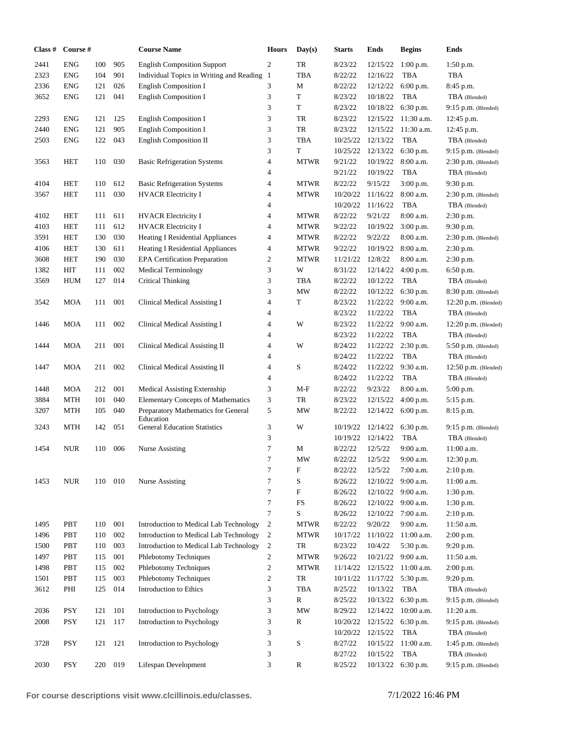| Class # | Course # | | | Course Name | Hours | Day(s) | Starts | Ends | Begins | Ends |
|---|---|---|---|---|---|---|---|---|---|---|
| 2441 | ENG | 100 | 905 | English Composition Support | 2 | TR | 8/23/22 | 12/15/22 | 1:00 p.m. | 1:50 p.m. |
| 2323 | ENG | 104 | 901 | Individual Topics in Writing and Reading | 1 | TBA | 8/22/22 | 12/16/22 | TBA | TBA |
| 2336 | ENG | 121 | 026 | English Composition I | 3 | M | 8/22/22 | 12/12/22 | 6:00 p.m. | 8:45 p.m. |
| 3652 | ENG | 121 | 041 | English Composition I | 3 | T | 8/23/22 | 10/18/22 | TBA | TBA (Blended) |
| | | | | | 3 | T | 8/23/22 | 10/18/22 | 6:30 p.m. | 9:15 p.m. (Blended) |
| 2293 | ENG | 121 | 125 | English Composition I | 3 | TR | 8/23/22 | 12/15/22 | 11:30 a.m. | 12:45 p.m. |
| 2440 | ENG | 121 | 905 | English Composition I | 3 | TR | 8/23/22 | 12/15/22 | 11:30 a.m. | 12:45 p.m. |
| 2503 | ENG | 122 | 043 | English Composition II | 3 | TBA | 10/25/22 | 12/13/22 | TBA | TBA (Blended) |
| | | | | | 3 | T | 10/25/22 | 12/13/22 | 6:30 p.m. | 9:15 p.m. (Blended) |
| 3563 | HET | 110 | 030 | Basic Refrigeration Systems | 4 | MTWR | 9/21/22 | 10/19/22 | 8:00 a.m. | 2:30 p.m. (Blended) |
| | | | | | 4 | | 9/21/22 | 10/19/22 | TBA | TBA (Blended) |
| 4104 | HET | 110 | 612 | Basic Refrigeration Systems | 4 | MTWR | 8/22/22 | 9/15/22 | 3:00 p.m. | 9:30 p.m. |
| 3567 | HET | 111 | 030 | HVACR Electricity I | 4 | MTWR | 10/20/22 | 11/16/22 | 8:00 a.m. | 2:30 p.m. (Blended) |
| | | | | | 4 | | 10/20/22 | 11/16/22 | TBA | TBA (Blended) |
| 4102 | HET | 111 | 611 | HVACR Electricity I | 4 | MTWR | 8/22/22 | 9/21/22 | 8:00 a.m. | 2:30 p.m. |
| 4103 | HET | 111 | 612 | HVACR Electricity I | 4 | MTWR | 9/22/22 | 10/19/22 | 3:00 p.m. | 9:30 p.m. |
| 3591 | HET | 130 | 030 | Heating I Residential Appliances | 4 | MTWR | 8/22/22 | 9/22/22 | 8:00 a.m. | 2:30 p.m. (Blended) |
| 4106 | HET | 130 | 611 | Heating I Residential Appliances | 4 | MTWR | 9/22/22 | 10/19/22 | 8:00 a.m. | 2:30 p.m. |
| 3608 | HET | 190 | 030 | EPA Certification Preparation | 2 | MTWR | 11/21/22 | 12/8/22 | 8:00 a.m. | 2:30 p.m. |
| 1382 | HIT | 111 | 002 | Medical Terminology | 3 | W | 8/31/22 | 12/14/22 | 4:00 p.m. | 6:50 p.m. |
| 3569 | HUM | 127 | 014 | Critical Thinking | 3 | TBA | 8/22/22 | 10/12/22 | TBA | TBA (Blended) |
| | | | | | 3 | MW | 8/22/22 | 10/12/22 | 6:30 p.m. | 8:30 p.m. (Blended) |
| 3542 | MOA | 111 | 001 | Clinical Medical Assisting I | 4 | T | 8/23/22 | 11/22/22 | 9:00 a.m. | 12:20 p.m. (Blended) |
| | | | | | 4 | | 8/23/22 | 11/22/22 | TBA | TBA (Blended) |
| 1446 | MOA | 111 | 002 | Clinical Medical Assisting I | 4 | W | 8/23/22 | 11/22/22 | 9:00 a.m. | 12:20 p.m. (Blended) |
| | | | | | 4 | | 8/23/22 | 11/22/22 | TBA | TBA (Blended) |
| 1444 | MOA | 211 | 001 | Clinical Medical Assisting II | 4 | W | 8/24/22 | 11/22/22 | 2:30 p.m. | 5:50 p.m. (Blended) |
| | | | | | 4 | | 8/24/22 | 11/22/22 | TBA | TBA (Blended) |
| 1447 | MOA | 211 | 002 | Clinical Medical Assisting II | 4 | S | 8/24/22 | 11/22/22 | 9:30 a.m. | 12:50 p.m. (Blended) |
| | | | | | 4 | | 8/24/22 | 11/22/22 | TBA | TBA (Blended) |
| 1448 | MOA | 212 | 001 | Medical Assisting Externship | 3 | M-F | 8/22/22 | 9/23/22 | 8:00 a.m. | 5:00 p.m. |
| 3884 | MTH | 101 | 040 | Elementary Concepts of Mathematics | 3 | TR | 8/23/22 | 12/15/22 | 4:00 p.m. | 5:15 p.m. |
| 3207 | MTH | 105 | 040 | Preparatory Mathematics for General Education | 5 | MW | 8/22/22 | 12/14/22 | 6:00 p.m. | 8:15 p.m. |
| 3243 | MTH | 142 | 051 | General Education Statistics | 3 | W | 10/19/22 | 12/14/22 | 6:30 p.m. | 9:15 p.m. (Blended) |
| | | | | | 3 | | 10/19/22 | 12/14/22 | TBA | TBA (Blended) |
| 1454 | NUR | 110 | 006 | Nurse Assisting | 7 | M | 8/22/22 | 12/5/22 | 9:00 a.m. | 11:00 a.m. |
| | | | | | 7 | MW | 8/22/22 | 12/5/22 | 9:00 a.m. | 12:30 p.m. |
| | | | | | 7 | F | 8/22/22 | 12/5/22 | 7:00 a.m. | 2:10 p.m. |
| 1453 | NUR | 110 | 010 | Nurse Assisting | 7 | S | 8/26/22 | 12/10/22 | 9:00 a.m. | 11:00 a.m. |
| | | | | | 7 | F | 8/26/22 | 12/10/22 | 9:00 a.m. | 1:30 p.m. |
| | | | | | 7 | FS | 8/26/22 | 12/10/22 | 9:00 a.m. | 1:30 p.m. |
| | | | | | 7 | S | 8/26/22 | 12/10/22 | 7:00 a.m. | 2:10 p.m. |
| 1495 | PBT | 110 | 001 | Introduction to Medical Lab Technology | 2 | MTWR | 8/22/22 | 9/20/22 | 9:00 a.m. | 11:50 a.m. |
| 1496 | PBT | 110 | 002 | Introduction to Medical Lab Technology | 2 | MTWR | 10/17/22 | 11/10/22 | 11:00 a.m. | 2:00 p.m. |
| 1500 | PBT | 110 | 003 | Introduction to Medical Lab Technology | 2 | TR | 8/23/22 | 10/4/22 | 5:30 p.m. | 9:20 p.m. |
| 1497 | PBT | 115 | 001 | Phlebotomy Techniques | 2 | MTWR | 9/26/22 | 10/21/22 | 9:00 a.m. | 11:50 a.m. |
| 1498 | PBT | 115 | 002 | Phlebotomy Techniques | 2 | MTWR | 11/14/22 | 12/15/22 | 11:00 a.m. | 2:00 p.m. |
| 1501 | PBT | 115 | 003 | Phlebotomy Techniques | 2 | TR | 10/11/22 | 11/17/22 | 5:30 p.m. | 9:20 p.m. |
| 3612 | PHI | 125 | 014 | Introduction to Ethics | 3 | TBA | 8/25/22 | 10/13/22 | TBA | TBA (Blended) |
| | | | | | 3 | R | 8/25/22 | 10/13/22 | 6:30 p.m. | 9:15 p.m. (Blended) |
| 2036 | PSY | 121 | 101 | Introduction to Psychology | 3 | MW | 8/29/22 | 12/14/22 | 10:00 a.m. | 11:20 a.m. |
| 2008 | PSY | 121 | 117 | Introduction to Psychology | 3 | R | 10/20/22 | 12/15/22 | 6:30 p.m. | 9:15 p.m. (Blended) |
| | | | | | 3 | | 10/20/22 | 12/15/22 | TBA | TBA (Blended) |
| 3728 | PSY | 121 | 121 | Introduction to Psychology | 3 | S | 8/27/22 | 10/15/22 | 11:00 a.m. | 1:45 p.m. (Blended) |
| | | | | | 3 | | 8/27/22 | 10/15/22 | TBA | TBA (Blended) |
| 2030 | PSY | 220 | 019 | Lifespan Development | 3 | R | 8/25/22 | 10/13/22 | 6:30 p.m. | 9:15 p.m. (Blended) |

**For course descriptions visit www.clcillinois.edu/classes.** 7/1/2022 16:46 PM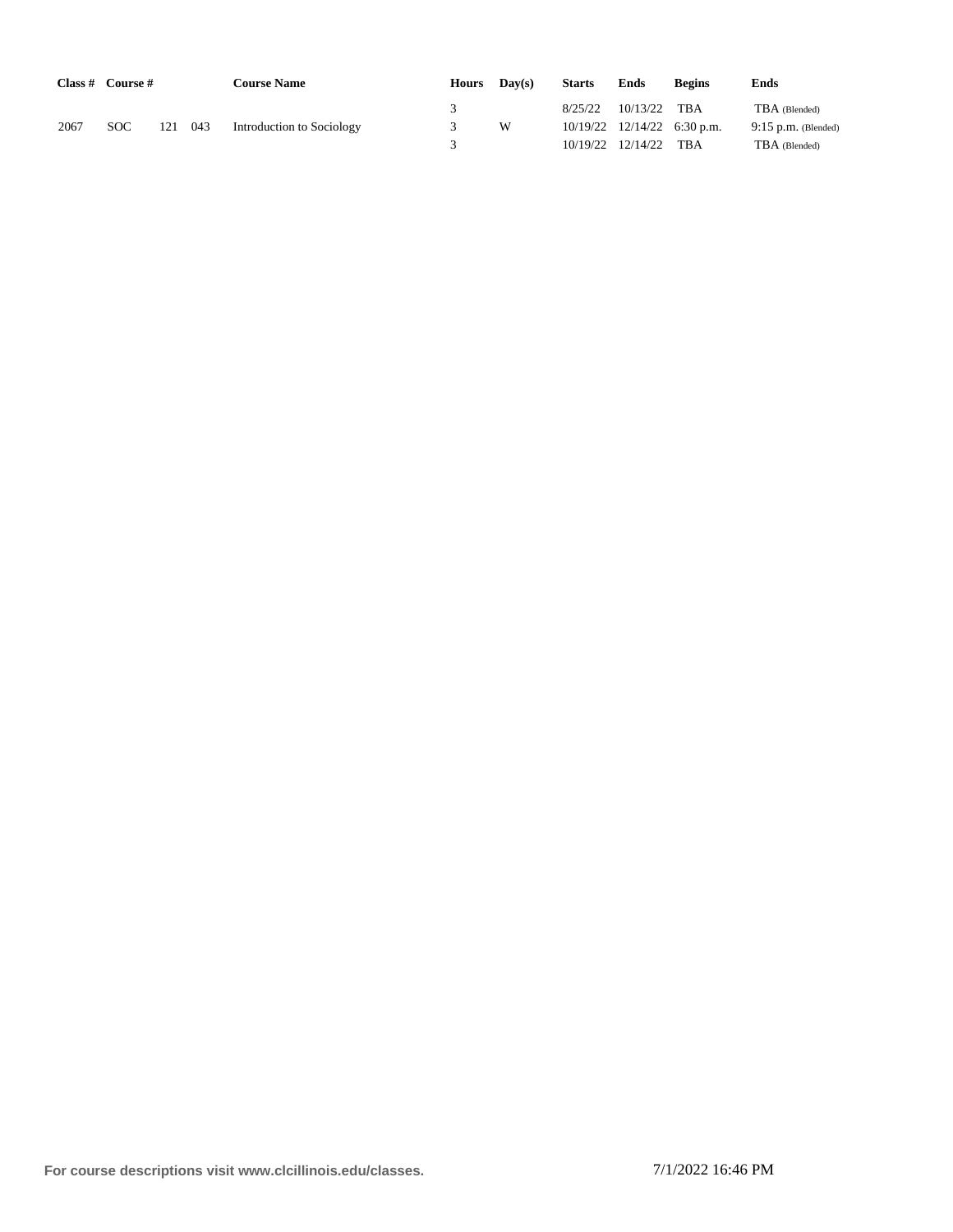| Class # | Course # | | | Course Name | Hours | Day(s) | Starts | Ends | Begins | Ends |
|---|---|---|---|---|---|---|---|---|---|---|
| | | | | | 3 | | 8/25/22 | 10/13/22 | TBA | TBA (Blended) |
| 2067 | SOC | 121 | 043 | Introduction to Sociology | 3 | W | 10/19/22 | 12/14/22 | 6:30 p.m. | 9:15 p.m. (Blended) |
| | | | | | 3 | | 10/19/22 | 12/14/22 | TBA | TBA (Blended) |

**For course descriptions visit www.clcillinois.edu/classes.**

7/1/2022 16:46 PM